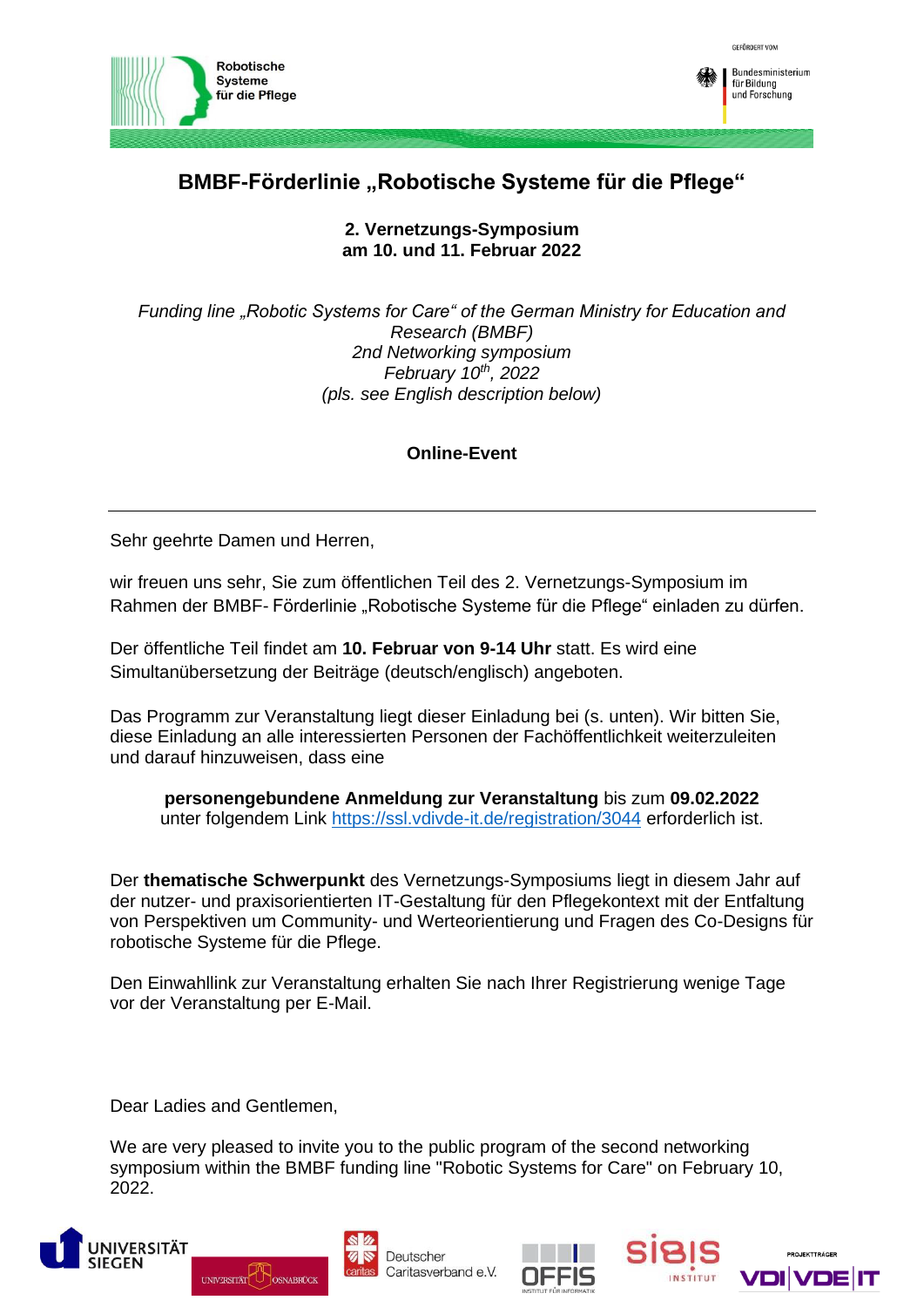Robotische Systeme für die Pflege

GEFÖRDERT VOM Bundesministerium für Bildung und Forschung

# BMBF-Förderlinie „Robotische Systeme für die Pflege“

**2. Vernetzungs-Symposium**
**am 10. und 11. Februar 2022**

*Funding line „Robotic Systems for Care“ of the German Ministry for Education and Research (BMBF)*
*2nd Networking symposium*
*February 10th, 2022*
*(pls. see English description below)*

**Online-Event**

---

Sehr geehrte Damen und Herren,

wir freuen uns sehr, Sie zum öffentlichen Teil des 2. Vernetzungs-Symposium im Rahmen der BMBF- Förderlinie „Robotische Systeme für die Pflege“ einladen zu dürfen.

Der öffentliche Teil findet am **10. Februar von 9-14 Uhr** statt. Es wird eine Simultanübersetzung der Beiträge (deutsch/englisch) angeboten.

Das Programm zur Veranstaltung liegt dieser Einladung bei (s. unten). Wir bitten Sie, diese Einladung an alle interessierten Personen der Fachöffentlichkeit weiterzuleiten und darauf hinzuweisen, dass eine

**personengebundene Anmeldung zur Veranstaltung** bis zum **09.02.2022** unter folgendem Link https://ssl.vdivde-it.de/registration/3044 erforderlich ist.

Der **thematische Schwerpunkt** des Vernetzungs-Symposiums liegt in diesem Jahr auf der nutzer- und praxisorientierten IT-Gestaltung für den Pflegekontext mit der Entfaltung von Perspektiven um Community- und Werteorientierung und Fragen des Co-Designs für robotische Systeme für die Pflege.

Den Einwahllink zur Veranstaltung erhalten Sie nach Ihrer Registrierung wenige Tage vor der Veranstaltung per E-Mail.

Dear Ladies and Gentlemen,

We are very pleased to invite you to the public program of the second networking symposium within the BMBF funding line "Robotic Systems for Care" on February 10, 2022.

Universität Siegen | Universität Osnabrück | Deutscher Caritasverband e.V. | OFFIS Institut für Informatik | SIBIS Institut | Projektträger VDI/VDE IT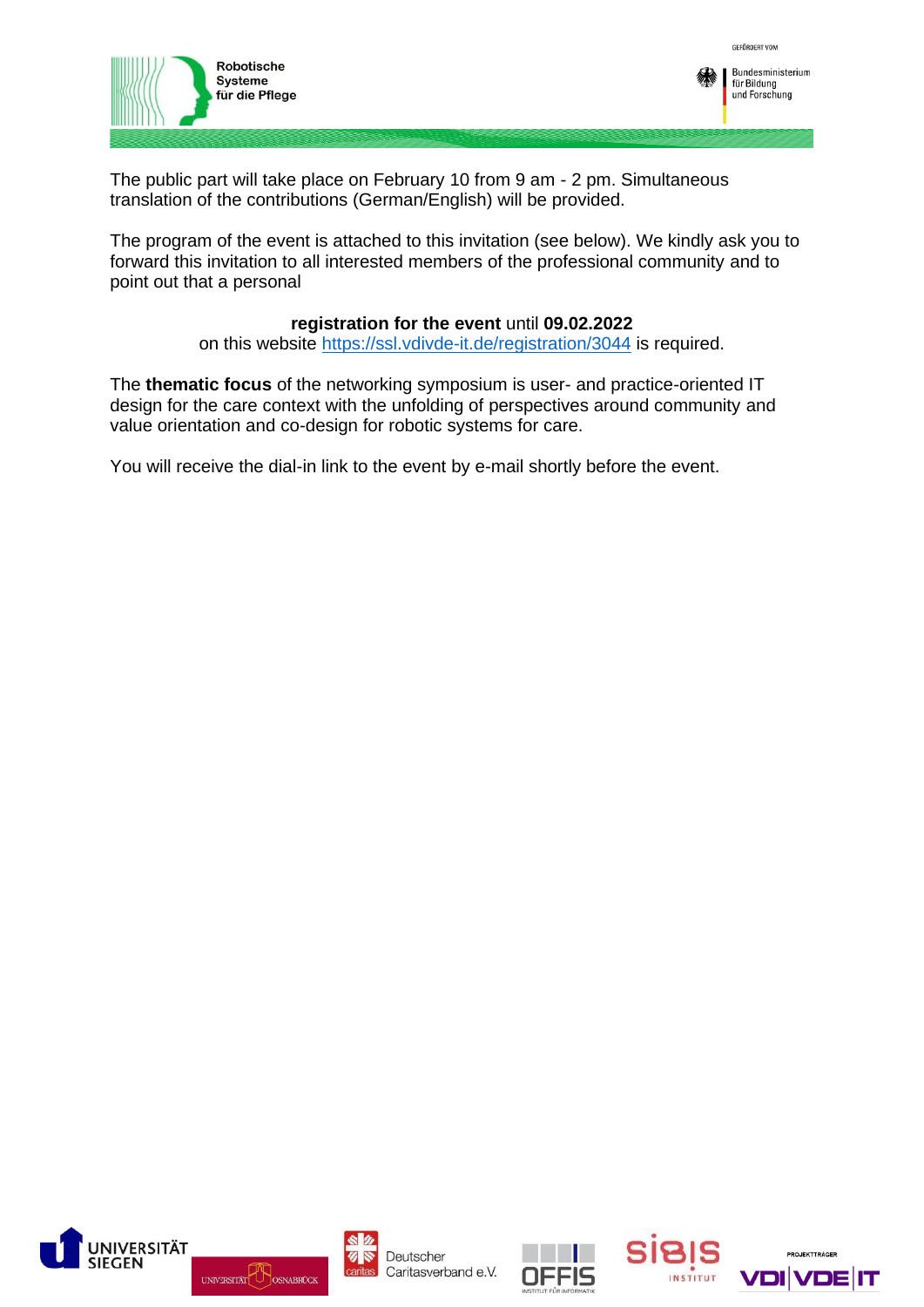The public part will take place on February 10 from 9 am - 2 pm. Simultaneous translation of the contributions (German/English) will be provided.

The program of the event is attached to this invitation (see below). We kindly ask you to forward this invitation to all interested members of the professional community and to point out that a personal

**registration for the event** until **09.02.2022**
on this website https://ssl.vdivde-it.de/registration/3044 is required.

The **thematic focus** of the networking symposium is user- and practice-oriented IT design for the care context with the unfolding of perspectives around community and value orientation and co-design for robotic systems for care.

You will receive the dial-in link to the event by e-mail shortly before the event.